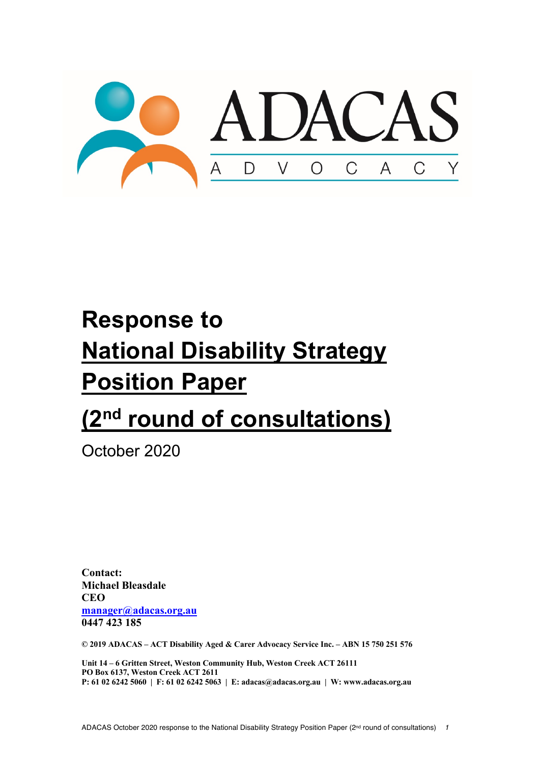ADACAS

ADVOCACY

# Response to National Disability Strategy Position Paper (2nd round of consultations)

October 2020

**Contact:**
**Michael Bleasdale**
**CEO**
**[manager@adacas.org.au](mailto:manager@adacas.org.au)**
**0447 423 185**

**© 2019 ADACAS – ACT Disability Aged & Carer Advocacy Service Inc. – ABN 15 750 251 576**

**Unit 14 – 6 Gritten Street, Weston Community Hub, Weston Creek ACT 26111**
**PO Box 6137, Weston Creek ACT 2611**
**P: 61 02 6242 5060 | F: 61 02 6242 5063 | E: adacas@adacas.org.au | W: www.adacas.org.au**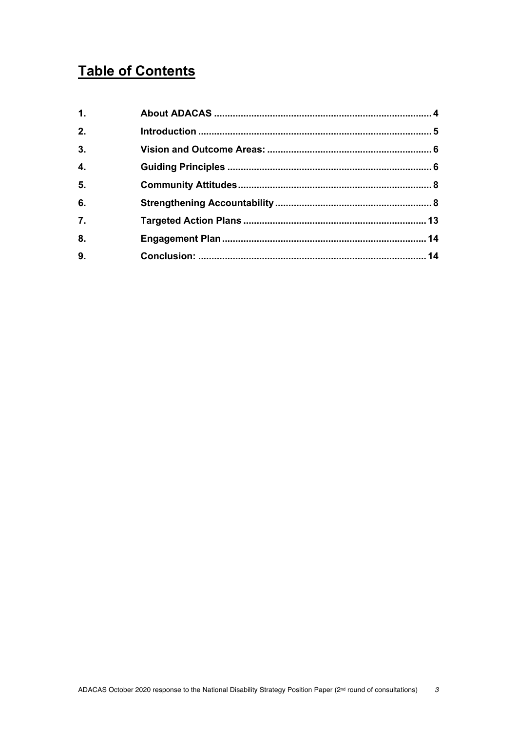# Table of Contents

| | | |
|---|---|---|
| 1. | About ADACAS | 4 |
| 2. | Introduction | 5 |
| 3. | Vision and Outcome Areas: | 6 |
| 4. | Guiding Principles | 6 |
| 5. | Community Attitudes | 8 |
| 6. | Strengthening Accountability | 8 |
| 7. | Targeted Action Plans | 13 |
| 8. | Engagement Plan | 14 |
| 9. | Conclusion: | 14 |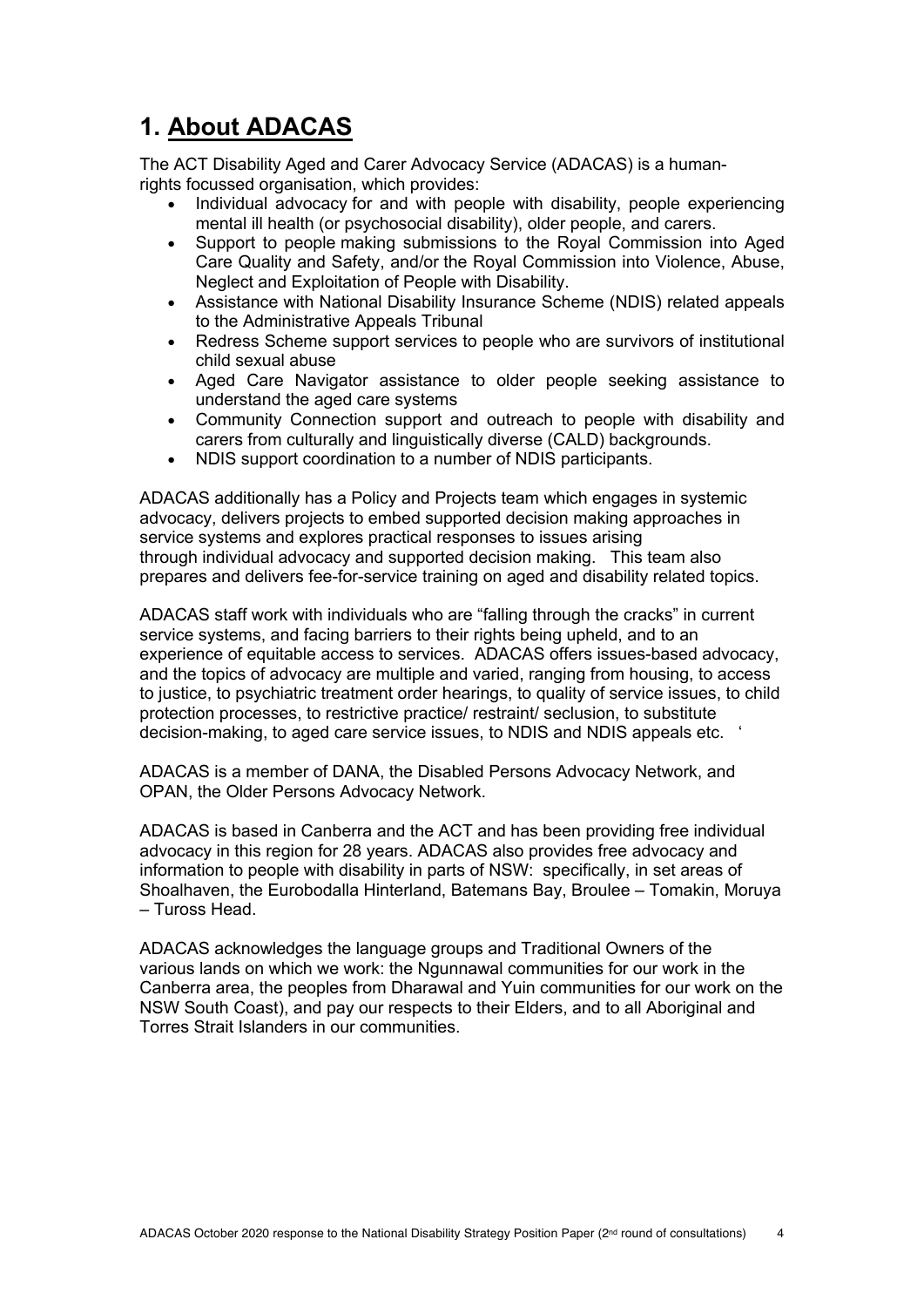# 1. About ADACAS

The ACT Disability Aged and Carer Advocacy Service (ADACAS) is a human-rights focussed organisation, which provides:

- Individual advocacy for and with people with disability, people experiencing mental ill health (or psychosocial disability), older people, and carers.
- Support to people making submissions to the Royal Commission into Aged Care Quality and Safety, and/or the Royal Commission into Violence, Abuse, Neglect and Exploitation of People with Disability.
- Assistance with National Disability Insurance Scheme (NDIS) related appeals to the Administrative Appeals Tribunal
- Redress Scheme support services to people who are survivors of institutional child sexual abuse
- Aged Care Navigator assistance to older people seeking assistance to understand the aged care systems
- Community Connection support and outreach to people with disability and carers from culturally and linguistically diverse (CALD) backgrounds.
- NDIS support coordination to a number of NDIS participants.

ADACAS additionally has a Policy and Projects team which engages in systemic advocacy, delivers projects to embed supported decision making approaches in service systems and explores practical responses to issues arising through individual advocacy and supported decision making. This team also prepares and delivers fee-for-service training on aged and disability related topics.

ADACAS staff work with individuals who are "falling through the cracks" in current service systems, and facing barriers to their rights being upheld, and to an experience of equitable access to services. ADACAS offers issues-based advocacy, and the topics of advocacy are multiple and varied, ranging from housing, to access to justice, to psychiatric treatment order hearings, to quality of service issues, to child protection processes, to restrictive practice/ restraint/ seclusion, to substitute decision-making, to aged care service issues, to NDIS and NDIS appeals etc. '

ADACAS is a member of DANA, the Disabled Persons Advocacy Network, and OPAN, the Older Persons Advocacy Network.

ADACAS is based in Canberra and the ACT and has been providing free individual advocacy in this region for 28 years. ADACAS also provides free advocacy and information to people with disability in parts of NSW: specifically, in set areas of Shoalhaven, the Eurobodalla Hinterland, Batemans Bay, Broulee – Tomakin, Moruya – Tuross Head.

ADACAS acknowledges the language groups and Traditional Owners of the various lands on which we work: the Ngunnawal communities for our work in the Canberra area, the peoples from Dharawal and Yuin communities for our work on the NSW South Coast), and pay our respects to their Elders, and to all Aboriginal and Torres Strait Islanders in our communities.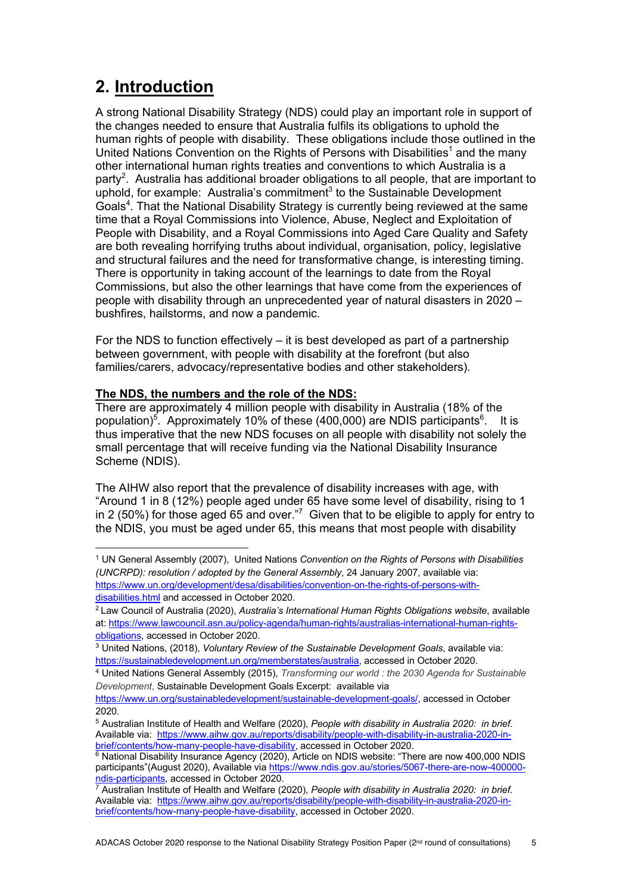# 2. Introduction

A strong National Disability Strategy (NDS) could play an important role in support of the changes needed to ensure that Australia fulfils its obligations to uphold the human rights of people with disability. These obligations include those outlined in the United Nations Convention on the Rights of Persons with Disabilities[1] and the many other international human rights treaties and conventions to which Australia is a party[2]. Australia has additional broader obligations to all people, that are important to uphold, for example: Australia's commitment[3] to the Sustainable Development Goals[4]. That the National Disability Strategy is currently being reviewed at the same time that a Royal Commissions into Violence, Abuse, Neglect and Exploitation of People with Disability, and a Royal Commissions into Aged Care Quality and Safety are both revealing horrifying truths about individual, organisation, policy, legislative and structural failures and the need for transformative change, is interesting timing. There is opportunity in taking account of the learnings to date from the Royal Commissions, but also the other learnings that have come from the experiences of people with disability through an unprecedented year of natural disasters in 2020 – bushfires, hailstorms, and now a pandemic.

For the NDS to function effectively – it is best developed as part of a partnership between government, with people with disability at the forefront (but also families/carers, advocacy/representative bodies and other stakeholders).

**The NDS, the numbers and the role of the NDS:**

There are approximately 4 million people with disability in Australia (18% of the population)[5]. Approximately 10% of these (400,000) are NDIS participants[6]. It is thus imperative that the new NDS focuses on all people with disability not solely the small percentage that will receive funding via the National Disability Insurance Scheme (NDIS).

The AIHW also report that the prevalence of disability increases with age, with "Around 1 in 8 (12%) people aged under 65 have some level of disability, rising to 1 in 2 (50%) for those aged 65 and over."[7] Given that to be eligible to apply for entry to the NDIS, you must be aged under 65, this means that most people with disability

---

[1] UN General Assembly (2007), United Nations *Convention on the Rights of Persons with Disabilities (UNCRPD): resolution / adopted by the General Assembly*, 24 January 2007, available via: https://www.un.org/development/desa/disabilities/convention-on-the-rights-of-persons-with-disabilities.html and accessed in October 2020.

[2] Law Council of Australia (2020), *Australia's International Human Rights Obligations website*, available at: https://www.lawcouncil.asn.au/policy-agenda/human-rights/australias-international-human-rights-obligations, accessed in October 2020.

[3] United Nations, (2018), *Voluntary Review of the Sustainable Development Goals*, available via: https://sustainabledevelopment.un.org/memberstates/australia, accessed in October 2020.

[4] United Nations General Assembly (2015), *Transforming our world : the 2030 Agenda for Sustainable Development*, Sustainable Development Goals Excerpt: available via https://www.un.org/sustainabledevelopment/sustainable-development-goals/, accessed in October 2020.

[5] Australian Institute of Health and Welfare (2020), *People with disability in Australia 2020: in brief.* Available via: https://www.aihw.gov.au/reports/disability/people-with-disability-in-australia-2020-in-brief/contents/how-many-people-have-disability, accessed in October 2020.

[6] National Disability Insurance Agency (2020), Article on NDIS website: "There are now 400,000 NDIS participants"(August 2020), Available via https://www.ndis.gov.au/stories/5067-there-are-now-400000-ndis-participants, accessed in October 2020.

[7] Australian Institute of Health and Welfare (2020), *People with disability in Australia 2020: in brief.* Available via: https://www.aihw.gov.au/reports/disability/people-with-disability-in-australia-2020-in-brief/contents/how-many-people-have-disability, accessed in October 2020.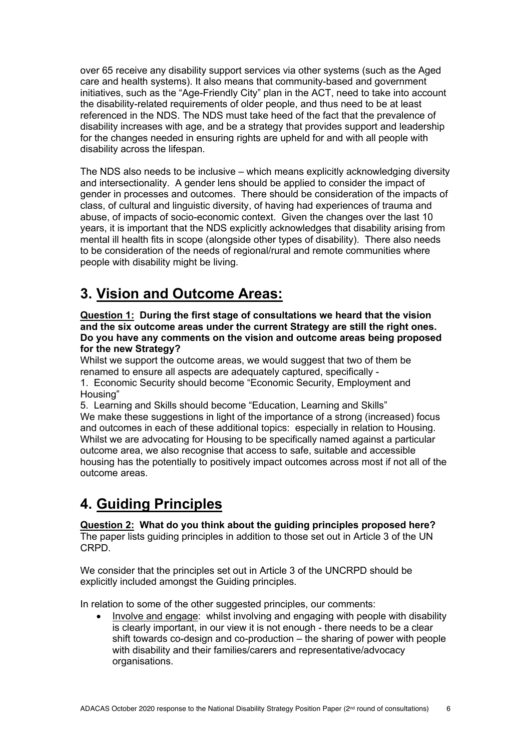over 65 receive any disability support services via other systems (such as the Aged care and health systems). It also means that community-based and government initiatives, such as the "Age-Friendly City" plan in the ACT, need to take into account the disability-related requirements of older people, and thus need to be at least referenced in the NDS. The NDS must take heed of the fact that the prevalence of disability increases with age, and be a strategy that provides support and leadership for the changes needed in ensuring rights are upheld for and with all people with disability across the lifespan.

The NDS also needs to be inclusive – which means explicitly acknowledging diversity and intersectionality. A gender lens should be applied to consider the impact of gender in processes and outcomes. There should be consideration of the impacts of class, of cultural and linguistic diversity, of having had experiences of trauma and abuse, of impacts of socio-economic context. Given the changes over the last 10 years, it is important that the NDS explicitly acknowledges that disability arising from mental ill health fits in scope (alongside other types of disability). There also needs to be consideration of the needs of regional/rural and remote communities where people with disability might be living.

# 3. Vision and Outcome Areas:

**Question 1: During the first stage of consultations we heard that the vision and the six outcome areas under the current Strategy are still the right ones. Do you have any comments on the vision and outcome areas being proposed for the new Strategy?**

Whilst we support the outcome areas, we would suggest that two of them be renamed to ensure all aspects are adequately captured, specifically -

1. Economic Security should become "Economic Security, Employment and Housing"

5. Learning and Skills should become "Education, Learning and Skills"

We make these suggestions in light of the importance of a strong (increased) focus and outcomes in each of these additional topics: especially in relation to Housing. Whilst we are advocating for Housing to be specifically named against a particular outcome area, we also recognise that access to safe, suitable and accessible housing has the potentially to positively impact outcomes across most if not all of the outcome areas.

# 4. Guiding Principles

**Question 2: What do you think about the guiding principles proposed here?**
The paper lists guiding principles in addition to those set out in Article 3 of the UN CRPD.

We consider that the principles set out in Article 3 of the UNCRPD should be explicitly included amongst the Guiding principles.

In relation to some of the other suggested principles, our comments:

- Involve and engage: whilst involving and engaging with people with disability is clearly important, in our view it is not enough - there needs to be a clear shift towards co-design and co-production – the sharing of power with people with disability and their families/carers and representative/advocacy organisations.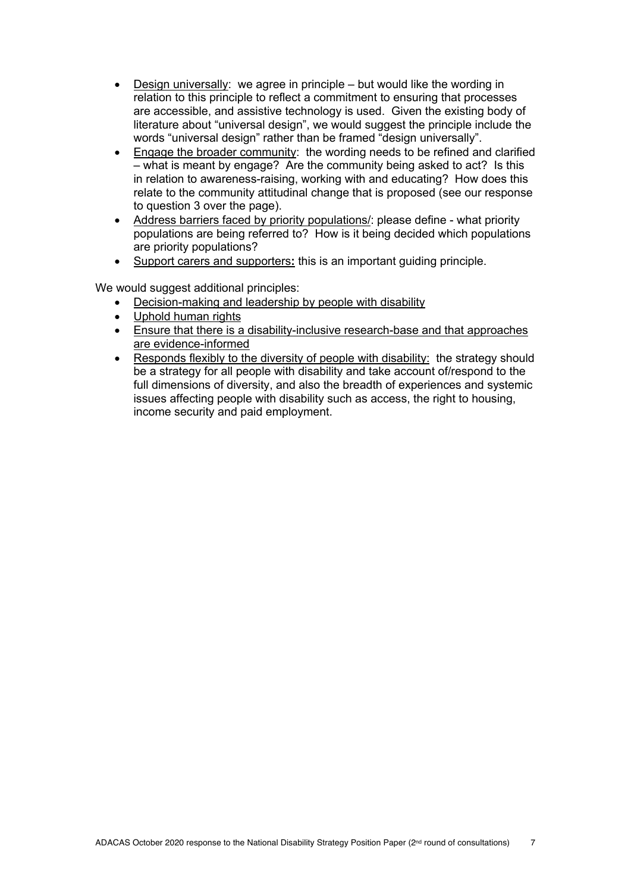- Design universally: we agree in principle – but would like the wording in relation to this principle to reflect a commitment to ensuring that processes are accessible, and assistive technology is used. Given the existing body of literature about "universal design", we would suggest the principle include the words "universal design" rather than be framed "design universally".
- Engage the broader community: the wording needs to be refined and clarified – what is meant by engage? Are the community being asked to act? Is this in relation to awareness-raising, working with and educating? How does this relate to the community attitudinal change that is proposed (see our response to question 3 over the page).
- Address barriers faced by priority populations/: please define - what priority populations are being referred to? How is it being decided which populations are priority populations?
- Support carers and supporters**:** this is an important guiding principle.

We would suggest additional principles:

- Decision-making and leadership by people with disability
- Uphold human rights
- Ensure that there is a disability-inclusive research-base and that approaches are evidence-informed
- Responds flexibly to the diversity of people with disability: the strategy should be a strategy for all people with disability and take account of/respond to the full dimensions of diversity, and also the breadth of experiences and systemic issues affecting people with disability such as access, the right to housing, income security and paid employment.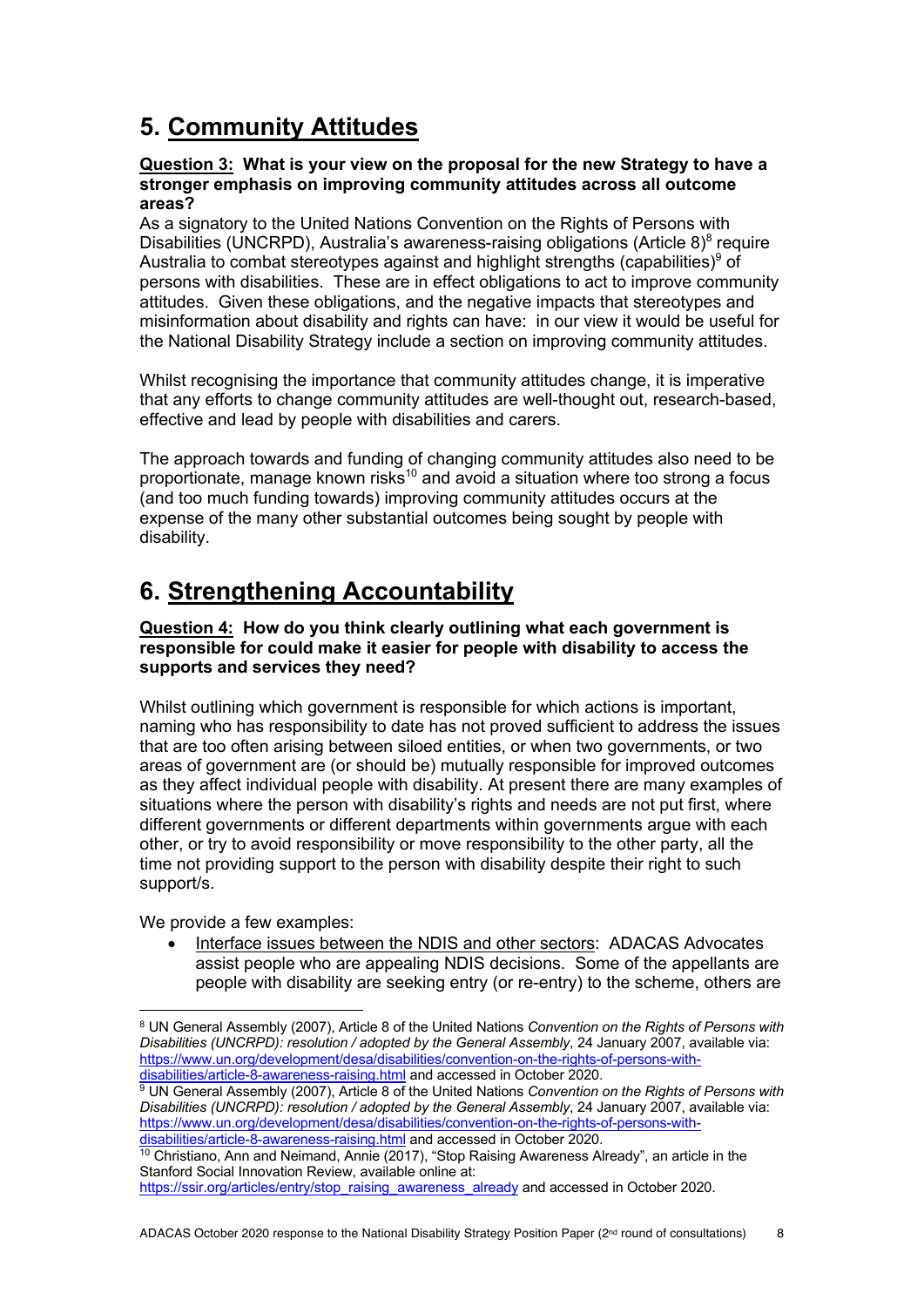# 5. Community Attitudes

**Question 3: What is your view on the proposal for the new Strategy to have a stronger emphasis on improving community attitudes across all outcome areas?**

As a signatory to the United Nations Convention on the Rights of Persons with Disabilities (UNCRPD), Australia's awareness-raising obligations (Article 8)[8] require Australia to combat stereotypes against and highlight strengths (capabilities)[9] of persons with disabilities. These are in effect obligations to act to improve community attitudes. Given these obligations, and the negative impacts that stereotypes and misinformation about disability and rights can have: in our view it would be useful for the National Disability Strategy include a section on improving community attitudes.

Whilst recognising the importance that community attitudes change, it is imperative that any efforts to change community attitudes are well-thought out, research-based, effective and lead by people with disabilities and carers.

The approach towards and funding of changing community attitudes also need to be proportionate, manage known risks[10] and avoid a situation where too strong a focus (and too much funding towards) improving community attitudes occurs at the expense of the many other substantial outcomes being sought by people with disability.

# 6. Strengthening Accountability

**Question 4: How do you think clearly outlining what each government is responsible for could make it easier for people with disability to access the supports and services they need?**

Whilst outlining which government is responsible for which actions is important, naming who has responsibility to date has not proved sufficient to address the issues that are too often arising between siloed entities, or when two governments, or two areas of government are (or should be) mutually responsible for improved outcomes as they affect individual people with disability. At present there are many examples of situations where the person with disability's rights and needs are not put first, where different governments or different departments within governments argue with each other, or try to avoid responsibility or move responsibility to the other party, all the time not providing support to the person with disability despite their right to such support/s.

We provide a few examples:

- Interface issues between the NDIS and other sectors: ADACAS Advocates assist people who are appealing NDIS decisions. Some of the appellants are people with disability are seeking entry (or re-entry) to the scheme, others are

---

[8] UN General Assembly (2007), Article 8 of the United Nations *Convention on the Rights of Persons with Disabilities (UNCRPD): resolution / adopted by the General Assembly*, 24 January 2007, available via: https://www.un.org/development/desa/disabilities/convention-on-the-rights-of-persons-with-disabilities/article-8-awareness-raising.html and accessed in October 2020.

[9] UN General Assembly (2007), Article 8 of the United Nations *Convention on the Rights of Persons with Disabilities (UNCRPD): resolution / adopted by the General Assembly*, 24 January 2007, available via: https://www.un.org/development/desa/disabilities/convention-on-the-rights-of-persons-with-disabilities/article-8-awareness-raising.html and accessed in October 2020.

[10] Christiano, Ann and Neimand, Annie (2017), "Stop Raising Awareness Already", an article in the Stanford Social Innovation Review, available online at: https://ssir.org/articles/entry/stop_raising_awareness_already and accessed in October 2020.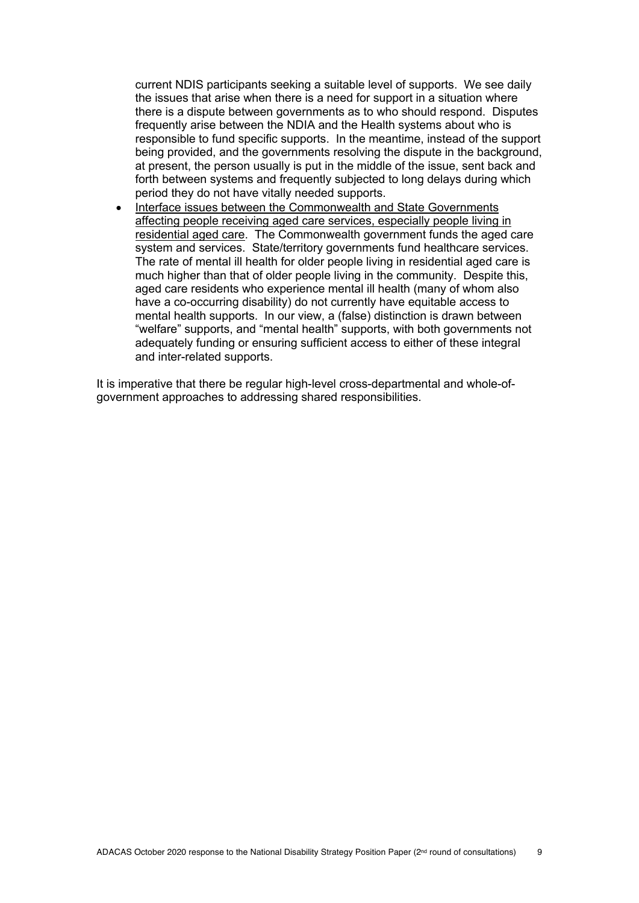current NDIS participants seeking a suitable level of supports. We see daily the issues that arise when there is a need for support in a situation where there is a dispute between governments as to who should respond. Disputes frequently arise between the NDIA and the Health systems about who is responsible to fund specific supports. In the meantime, instead of the support being provided, and the governments resolving the dispute in the background, at present, the person usually is put in the middle of the issue, sent back and forth between systems and frequently subjected to long delays during which period they do not have vitally needed supports.

- <u>Interface issues between the Commonwealth and State Governments affecting people receiving aged care services, especially people living in residential aged care</u>. The Commonwealth government funds the aged care system and services. State/territory governments fund healthcare services. The rate of mental ill health for older people living in residential aged care is much higher than that of older people living in the community. Despite this, aged care residents who experience mental ill health (many of whom also have a co-occurring disability) do not currently have equitable access to mental health supports. In our view, a (false) distinction is drawn between "welfare" supports, and "mental health" supports, with both governments not adequately funding or ensuring sufficient access to either of these integral and inter-related supports.

It is imperative that there be regular high-level cross-departmental and whole-of-government approaches to addressing shared responsibilities.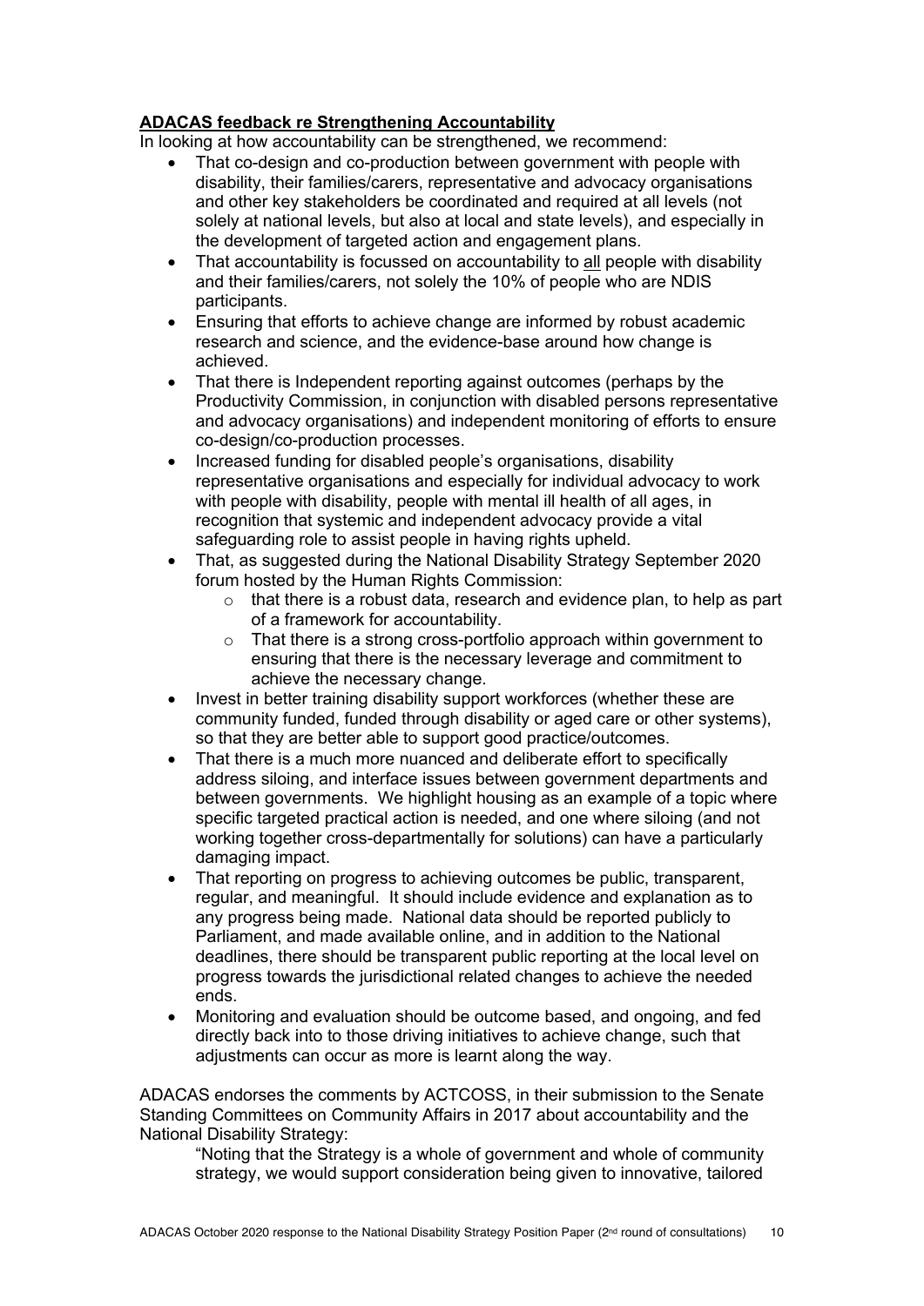**<u>ADACAS feedback re Strengthening Accountability</u>**

In looking at how accountability can be strengthened, we recommend:

- That co-design and co-production between government with people with disability, their families/carers, representative and advocacy organisations and other key stakeholders be coordinated and required at all levels (not solely at national levels, but also at local and state levels), and especially in the development of targeted action and engagement plans.
- That accountability is focussed on accountability to <u>all</u> people with disability and their families/carers, not solely the 10% of people who are NDIS participants.
- Ensuring that efforts to achieve change are informed by robust academic research and science, and the evidence-base around how change is achieved.
- That there is Independent reporting against outcomes (perhaps by the Productivity Commission, in conjunction with disabled persons representative and advocacy organisations) and independent monitoring of efforts to ensure co-design/co-production processes.
- Increased funding for disabled people's organisations, disability representative organisations and especially for individual advocacy to work with people with disability, people with mental ill health of all ages, in recognition that systemic and independent advocacy provide a vital safeguarding role to assist people in having rights upheld.
- That, as suggested during the National Disability Strategy September 2020 forum hosted by the Human Rights Commission:
  - that there is a robust data, research and evidence plan, to help as part of a framework for accountability.
  - That there is a strong cross-portfolio approach within government to ensuring that there is the necessary leverage and commitment to achieve the necessary change.
- Invest in better training disability support workforces (whether these are community funded, funded through disability or aged care or other systems), so that they are better able to support good practice/outcomes.
- That there is a much more nuanced and deliberate effort to specifically address siloing, and interface issues between government departments and between governments. We highlight housing as an example of a topic where specific targeted practical action is needed, and one where siloing (and not working together cross-departmentally for solutions) can have a particularly damaging impact.
- That reporting on progress to achieving outcomes be public, transparent, regular, and meaningful. It should include evidence and explanation as to any progress being made. National data should be reported publicly to Parliament, and made available online, and in addition to the National deadlines, there should be transparent public reporting at the local level on progress towards the jurisdictional related changes to achieve the needed ends.
- Monitoring and evaluation should be outcome based, and ongoing, and fed directly back into to those driving initiatives to achieve change, such that adjustments can occur as more is learnt along the way.

ADACAS endorses the comments by ACTCOSS, in their submission to the Senate Standing Committees on Community Affairs in 2017 about accountability and the National Disability Strategy:

> "Noting that the Strategy is a whole of government and whole of community strategy, we would support consideration being given to innovative, tailored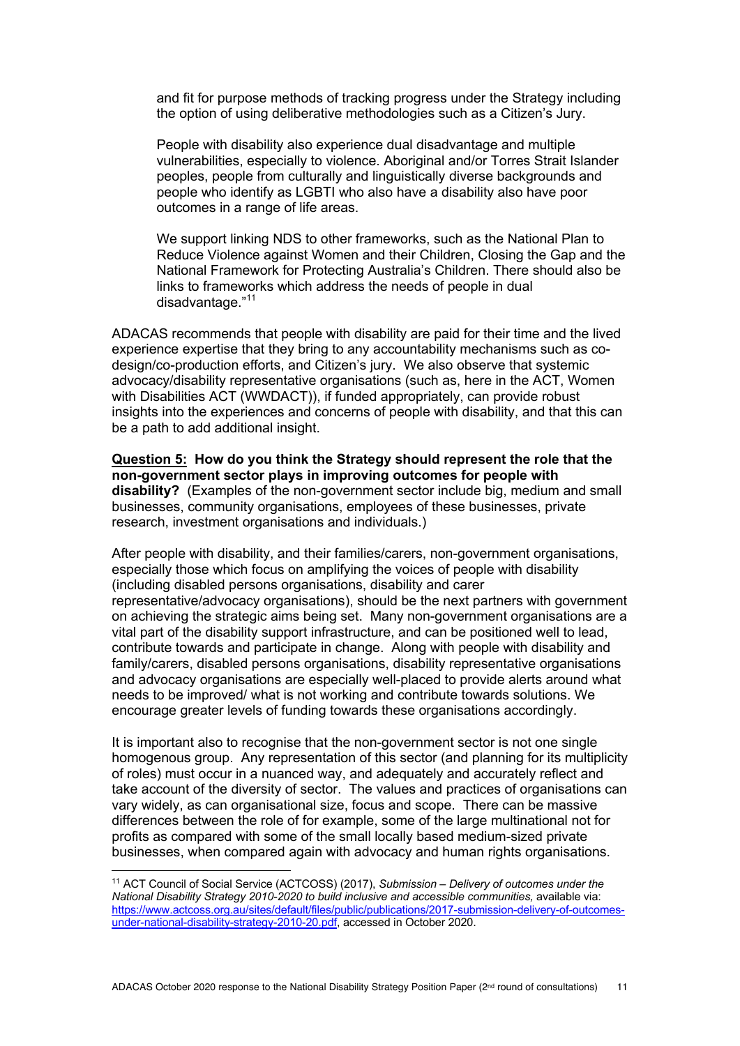and fit for purpose methods of tracking progress under the Strategy including the option of using deliberative methodologies such as a Citizen's Jury.

> People with disability also experience dual disadvantage and multiple vulnerabilities, especially to violence. Aboriginal and/or Torres Strait Islander peoples, people from culturally and linguistically diverse backgrounds and people who identify as LGBTI who also have a disability also have poor outcomes in a range of life areas.
>
> We support linking NDS to other frameworks, such as the National Plan to Reduce Violence against Women and their Children, Closing the Gap and the National Framework for Protecting Australia's Children. There should also be links to frameworks which address the needs of people in dual disadvantage."[11]

ADACAS recommends that people with disability are paid for their time and the lived experience expertise that they bring to any accountability mechanisms such as co-design/co-production efforts, and Citizen's jury. We also observe that systemic advocacy/disability representative organisations (such as, here in the ACT, Women with Disabilities ACT (WWDACT)), if funded appropriately, can provide robust insights into the experiences and concerns of people with disability, and that this can be a path to add additional insight.

**<u>Question 5:</u> How do you think the Strategy should represent the role that the non-government sector plays in improving outcomes for people with disability?** (Examples of the non-government sector include big, medium and small businesses, community organisations, employees of these businesses, private research, investment organisations and individuals.)

After people with disability, and their families/carers, non-government organisations, especially those which focus on amplifying the voices of people with disability (including disabled persons organisations, disability and carer representative/advocacy organisations), should be the next partners with government on achieving the strategic aims being set. Many non-government organisations are a vital part of the disability support infrastructure, and can be positioned well to lead, contribute towards and participate in change. Along with people with disability and family/carers, disabled persons organisations, disability representative organisations and advocacy organisations are especially well-placed to provide alerts around what needs to be improved/ what is not working and contribute towards solutions. We encourage greater levels of funding towards these organisations accordingly.

It is important also to recognise that the non-government sector is not one single homogenous group. Any representation of this sector (and planning for its multiplicity of roles) must occur in a nuanced way, and adequately and accurately reflect and take account of the diversity of sector. The values and practices of organisations can vary widely, as can organisational size, focus and scope. There can be massive differences between the role of for example, some of the large multinational not for profits as compared with some of the small locally based medium-sized private businesses, when compared again with advocacy and human rights organisations.

---

[11] ACT Council of Social Service (ACTCOSS) (2017), *Submission – Delivery of outcomes under the National Disability Strategy 2010-2020 to build inclusive and accessible communities,* available via: https://www.actcoss.org.au/sites/default/files/public/publications/2017-submission-delivery-of-outcomes-under-national-disability-strategy-2010-20.pdf, accessed in October 2020.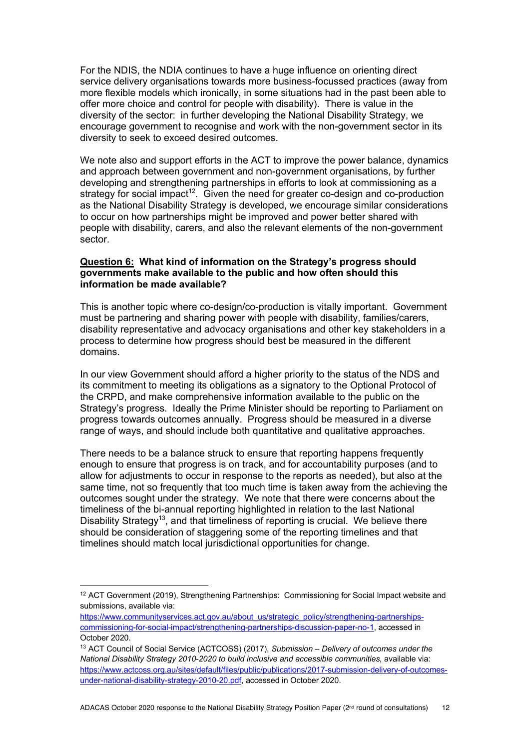For the NDIS, the NDIA continues to have a huge influence on orienting direct service delivery organisations towards more business-focussed practices (away from more flexible models which ironically, in some situations had in the past been able to offer more choice and control for people with disability). There is value in the diversity of the sector: in further developing the National Disability Strategy, we encourage government to recognise and work with the non-government sector in its diversity to seek to exceed desired outcomes.

We note also and support efforts in the ACT to improve the power balance, dynamics and approach between government and non-government organisations, by further developing and strengthening partnerships in efforts to look at commissioning as a strategy for social impact[12]. Given the need for greater co-design and co-production as the National Disability Strategy is developed, we encourage similar considerations to occur on how partnerships might be improved and power better shared with people with disability, carers, and also the relevant elements of the non-government sector.

**<u>Question 6:</u> What kind of information on the Strategy's progress should governments make available to the public and how often should this information be made available?**

This is another topic where co-design/co-production is vitally important. Government must be partnering and sharing power with people with disability, families/carers, disability representative and advocacy organisations and other key stakeholders in a process to determine how progress should best be measured in the different domains.

In our view Government should afford a higher priority to the status of the NDS and its commitment to meeting its obligations as a signatory to the Optional Protocol of the CRPD, and make comprehensive information available to the public on the Strategy's progress. Ideally the Prime Minister should be reporting to Parliament on progress towards outcomes annually. Progress should be measured in a diverse range of ways, and should include both quantitative and qualitative approaches.

There needs to be a balance struck to ensure that reporting happens frequently enough to ensure that progress is on track, and for accountability purposes (and to allow for adjustments to occur in response to the reports as needed), but also at the same time, not so frequently that too much time is taken away from the achieving the outcomes sought under the strategy. We note that there were concerns about the timeliness of the bi-annual reporting highlighted in relation to the last National Disability Strategy[13], and that timeliness of reporting is crucial. We believe there should be consideration of staggering some of the reporting timelines and that timelines should match local jurisdictional opportunities for change.

---

[12] ACT Government (2019), Strengthening Partnerships: Commissioning for Social Impact website and submissions, available via: https://www.communityservices.act.gov.au/about_us/strategic_policy/strengthening-partnerships-commissioning-for-social-impact/strengthening-partnerships-discussion-paper-no-1, accessed in October 2020.

[13] ACT Council of Social Service (ACTCOSS) (2017), *Submission – Delivery of outcomes under the National Disability Strategy 2010-2020 to build inclusive and accessible communities,* available via: https://www.actcoss.org.au/sites/default/files/public/publications/2017-submission-delivery-of-outcomes-under-national-disability-strategy-2010-20.pdf, accessed in October 2020.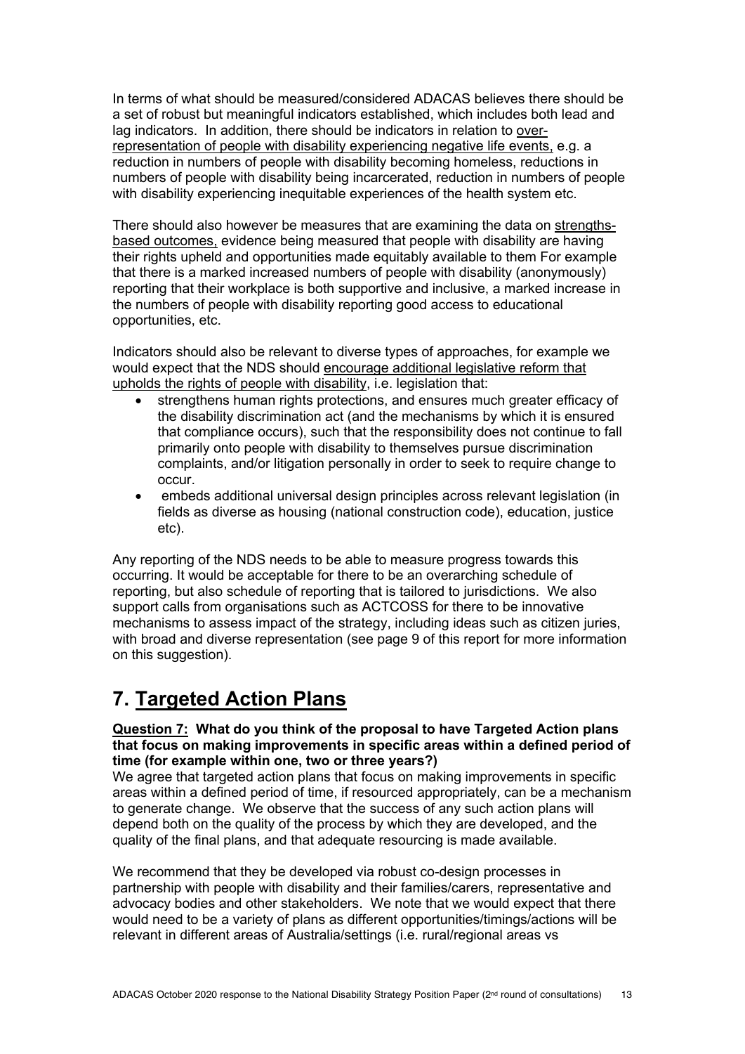In terms of what should be measured/considered ADACAS believes there should be a set of robust but meaningful indicators established, which includes both lead and lag indicators. In addition, there should be indicators in relation to over-representation of people with disability experiencing negative life events, e.g. a reduction in numbers of people with disability becoming homeless, reductions in numbers of people with disability being incarcerated, reduction in numbers of people with disability experiencing inequitable experiences of the health system etc.

There should also however be measures that are examining the data on strengths-based outcomes, evidence being measured that people with disability are having their rights upheld and opportunities made equitably available to them For example that there is a marked increased numbers of people with disability (anonymously) reporting that their workplace is both supportive and inclusive, a marked increase in the numbers of people with disability reporting good access to educational opportunities, etc.

Indicators should also be relevant to diverse types of approaches, for example we would expect that the NDS should encourage additional legislative reform that upholds the rights of people with disability, i.e. legislation that:

- strengthens human rights protections, and ensures much greater efficacy of the disability discrimination act (and the mechanisms by which it is ensured that compliance occurs), such that the responsibility does not continue to fall primarily onto people with disability to themselves pursue discrimination complaints, and/or litigation personally in order to seek to require change to occur.
- embeds additional universal design principles across relevant legislation (in fields as diverse as housing (national construction code), education, justice etc).

Any reporting of the NDS needs to be able to measure progress towards this occurring. It would be acceptable for there to be an overarching schedule of reporting, but also schedule of reporting that is tailored to jurisdictions. We also support calls from organisations such as ACTCOSS for there to be innovative mechanisms to assess impact of the strategy, including ideas such as citizen juries, with broad and diverse representation (see page 9 of this report for more information on this suggestion).

# 7. Targeted Action Plans

**Question 7: What do you think of the proposal to have Targeted Action plans that focus on making improvements in specific areas within a defined period of time (for example within one, two or three years?)**

We agree that targeted action plans that focus on making improvements in specific areas within a defined period of time, if resourced appropriately, can be a mechanism to generate change. We observe that the success of any such action plans will depend both on the quality of the process by which they are developed, and the quality of the final plans, and that adequate resourcing is made available.

We recommend that they be developed via robust co-design processes in partnership with people with disability and their families/carers, representative and advocacy bodies and other stakeholders. We note that we would expect that there would need to be a variety of plans as different opportunities/timings/actions will be relevant in different areas of Australia/settings (i.e. rural/regional areas vs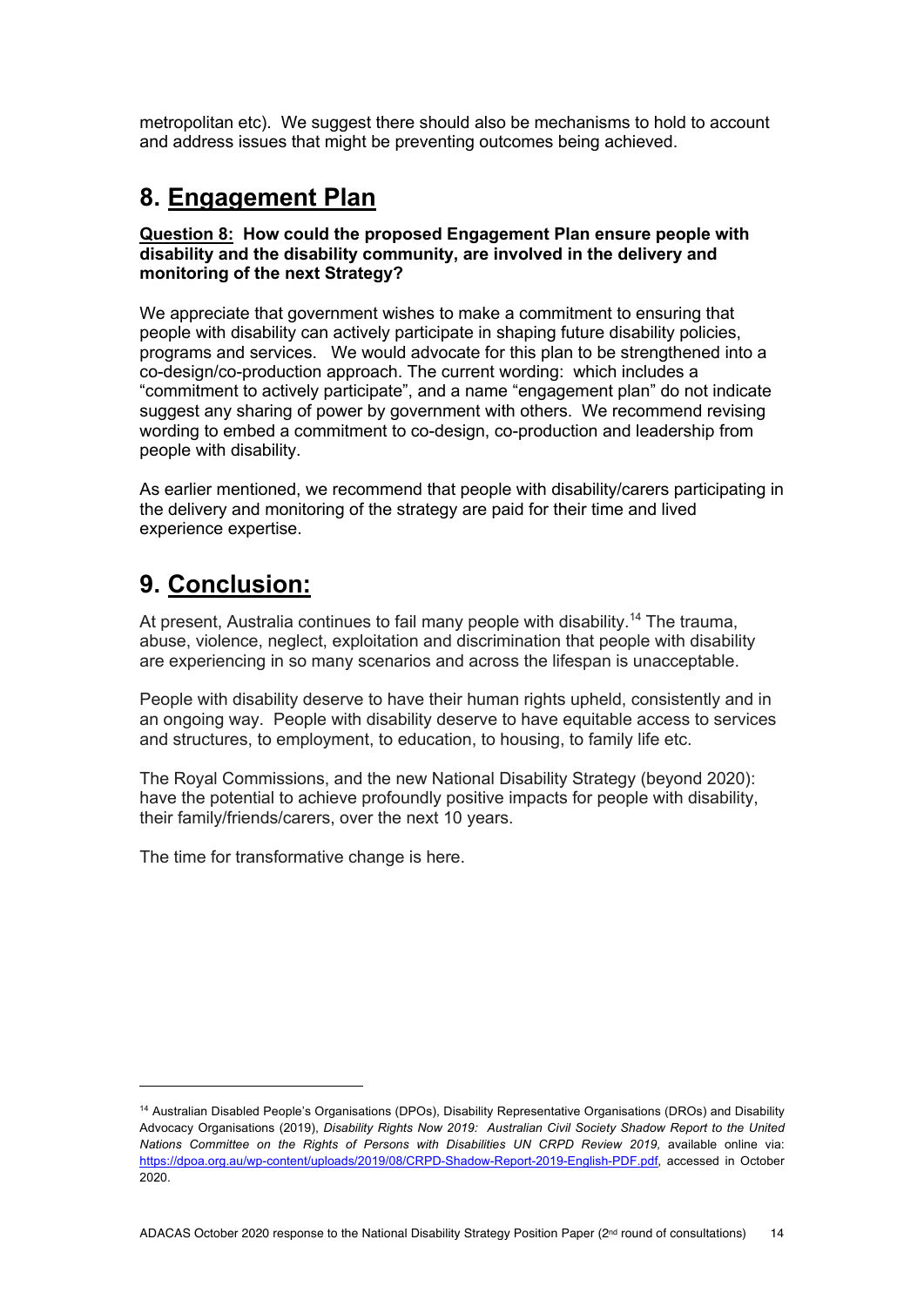metropolitan etc). We suggest there should also be mechanisms to hold to account and address issues that might be preventing outcomes being achieved.

## 8. Engagement Plan

**Question 8: How could the proposed Engagement Plan ensure people with disability and the disability community, are involved in the delivery and monitoring of the next Strategy?**

We appreciate that government wishes to make a commitment to ensuring that people with disability can actively participate in shaping future disability policies, programs and services. We would advocate for this plan to be strengthened into a co-design/co-production approach. The current wording: which includes a "commitment to actively participate", and a name "engagement plan" do not indicate suggest any sharing of power by government with others. We recommend revising wording to embed a commitment to co-design, co-production and leadership from people with disability.

As earlier mentioned, we recommend that people with disability/carers participating in the delivery and monitoring of the strategy are paid for their time and lived experience expertise.

## 9. Conclusion:

At present, Australia continues to fail many people with disability.[14] The trauma, abuse, violence, neglect, exploitation and discrimination that people with disability are experiencing in so many scenarios and across the lifespan is unacceptable.

People with disability deserve to have their human rights upheld, consistently and in an ongoing way. People with disability deserve to have equitable access to services and structures, to employment, to education, to housing, to family life etc.

The Royal Commissions, and the new National Disability Strategy (beyond 2020): have the potential to achieve profoundly positive impacts for people with disability, their family/friends/carers, over the next 10 years.

The time for transformative change is here.

---

[14] Australian Disabled People's Organisations (DPOs), Disability Representative Organisations (DROs) and Disability Advocacy Organisations (2019), *Disability Rights Now 2019: Australian Civil Society Shadow Report to the United Nations Committee on the Rights of Persons with Disabilities UN CRPD Review 2019*, available online via: https://dpoa.org.au/wp-content/uploads/2019/08/CRPD-Shadow-Report-2019-English-PDF.pdf, accessed in October 2020.